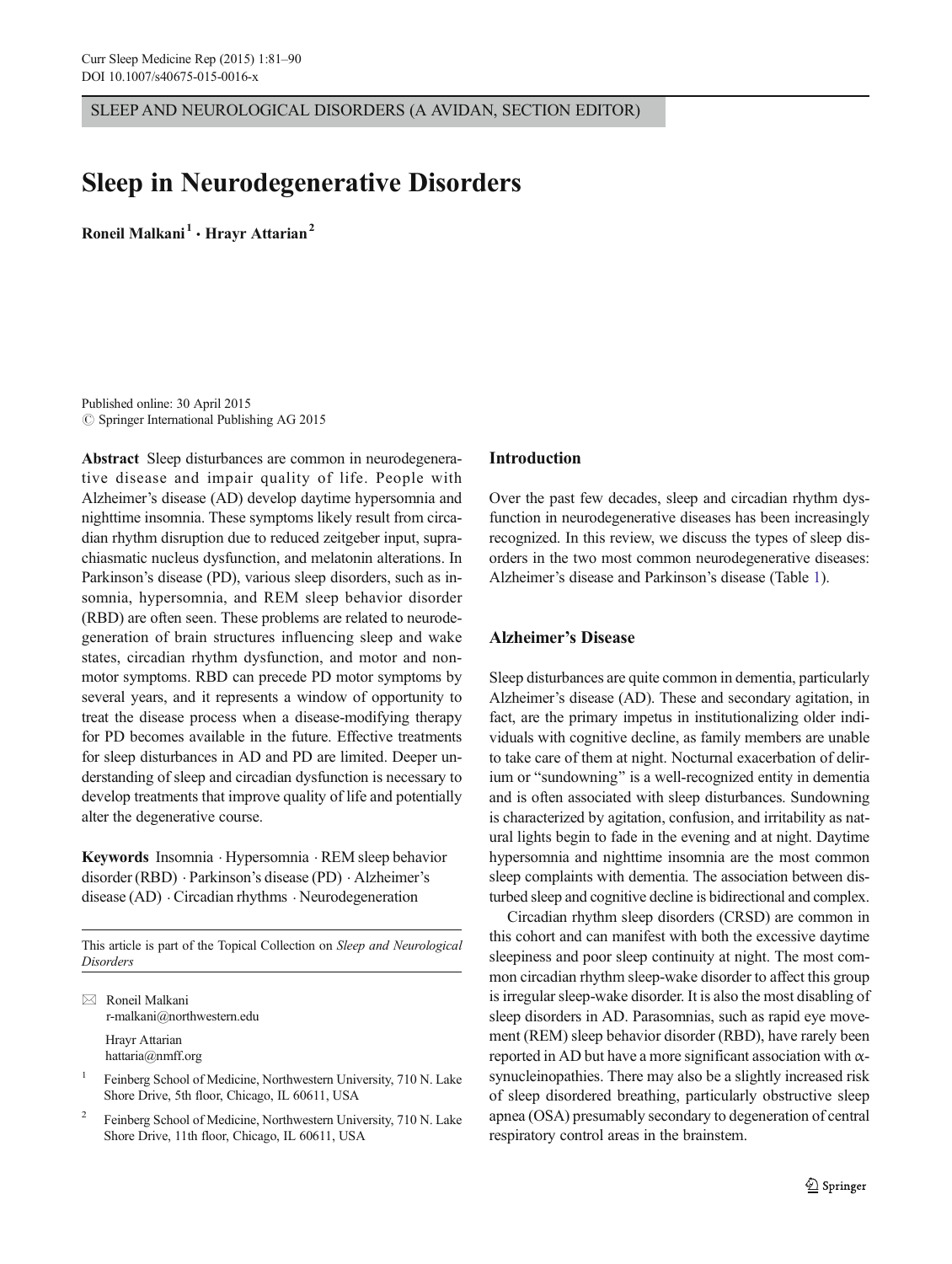SLEEP AND NEUROLOGICAL DISORDERS (A AVIDAN, SECTION EDITOR)

# Sleep in Neurodegenerative Disorders

**Roneil Malkani[1] · Hrayr Attarian[2]**

Published online: 30 April 2015
© Springer International Publishing AG 2015

**Abstract** Sleep disturbances are common in neurodegenerative disease and impair quality of life. People with Alzheimer's disease (AD) develop daytime hypersomnia and nighttime insomnia. These symptoms likely result from circadian rhythm disruption due to reduced zeitgeber input, suprachiasmatic nucleus dysfunction, and melatonin alterations. In Parkinson's disease (PD), various sleep disorders, such as insomnia, hypersomnia, and REM sleep behavior disorder (RBD) are often seen. These problems are related to neurodegeneration of brain structures influencing sleep and wake states, circadian rhythm dysfunction, and motor and non-motor symptoms. RBD can precede PD motor symptoms by several years, and it represents a window of opportunity to treat the disease process when a disease-modifying therapy for PD becomes available in the future. Effective treatments for sleep disturbances in AD and PD are limited. Deeper understanding of sleep and circadian dysfunction is necessary to develop treatments that improve quality of life and potentially alter the degenerative course.

**Keywords** Insomnia · Hypersomnia · REM sleep behavior disorder (RBD) · Parkinson's disease (PD) · Alzheimer's disease (AD) · Circadian rhythms · Neurodegeneration

This article is part of the Topical Collection on *Sleep and Neurological Disorders*

✉ Roneil Malkani
r-malkani@northwestern.edu

Hrayr Attarian
hattaria@nmff.org

[1] Feinberg School of Medicine, Northwestern University, 710 N. Lake Shore Drive, 5th floor, Chicago, IL 60611, USA

[2] Feinberg School of Medicine, Northwestern University, 710 N. Lake Shore Drive, 11th floor, Chicago, IL 60611, USA

## Introduction

Over the past few decades, sleep and circadian rhythm dysfunction in neurodegenerative diseases has been increasingly recognized. In this review, we discuss the types of sleep disorders in the two most common neurodegenerative diseases: Alzheimer's disease and Parkinson's disease (Table 1).

## Alzheimer's Disease

Sleep disturbances are quite common in dementia, particularly Alzheimer's disease (AD). These and secondary agitation, in fact, are the primary impetus in institutionalizing older individuals with cognitive decline, as family members are unable to take care of them at night. Nocturnal exacerbation of delirium or "sundowning" is a well-recognized entity in dementia and is often associated with sleep disturbances. Sundowning is characterized by agitation, confusion, and irritability as natural lights begin to fade in the evening and at night. Daytime hypersomnia and nighttime insomnia are the most common sleep complaints with dementia. The association between disturbed sleep and cognitive decline is bidirectional and complex.

Circadian rhythm sleep disorders (CRSD) are common in this cohort and can manifest with both the excessive daytime sleepiness and poor sleep continuity at night. The most common circadian rhythm sleep-wake disorder to affect this group is irregular sleep-wake disorder. It is also the most disabling of sleep disorders in AD. Parasomnias, such as rapid eye movement (REM) sleep behavior disorder (RBD), have rarely been reported in AD but have a more significant association with α-synucleinopathies. There may also be a slightly increased risk of sleep disordered breathing, particularly obstructive sleep apnea (OSA) presumably secondary to degeneration of central respiratory control areas in the brainstem.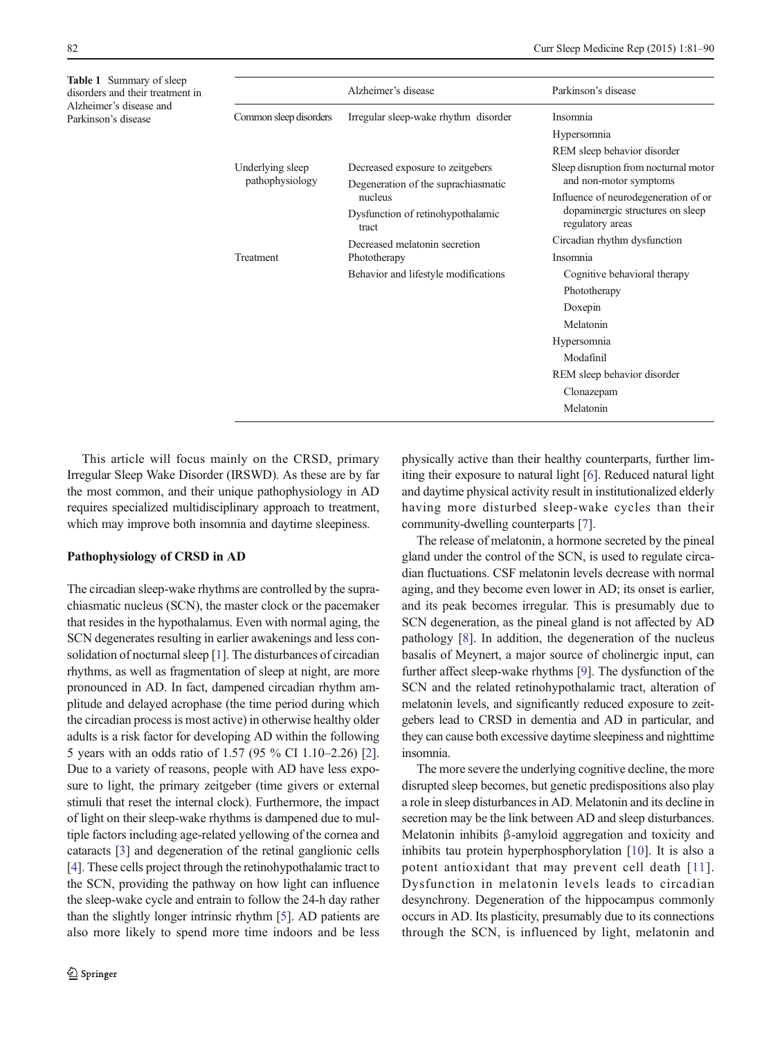**Table 1** Summary of sleep disorders and their treatment in Alzheimer's disease and Parkinson's disease

| | Alzheimer's disease | Parkinson's disease |
|---|---|---|
| Common sleep disorders | Irregular sleep-wake rhythm disorder | Insomnia |
| | | Hypersomnia |
| | | REM sleep behavior disorder |
| Underlying sleep pathophysiology | Decreased exposure to zeitgebers | Sleep disruption from nocturnal motor and non-motor symptoms |
| | Degeneration of the suprachiasmatic nucleus | Influence of neurodegeneration of or dopaminergic structures on sleep regulatory areas |
| | Dysfunction of retinohypothalamic tract | |
| | Decreased melatonin secretion | Circadian rhythm dysfunction |
| Treatment | Phototherapy | Insomnia |
| | Behavior and lifestyle modifications | Cognitive behavioral therapy |
| | | Phototherapy |
| | | Doxepin |
| | | Melatonin |
| | | Hypersomnia |
| | | Modafinil |
| | | REM sleep behavior disorder |
| | | Clonazepam |
| | | Melatonin |

This article will focus mainly on the CRSD, primary Irregular Sleep Wake Disorder (IRSWD). As these are by far the most common, and their unique pathophysiology in AD requires specialized multidisciplinary approach to treatment, which may improve both insomnia and daytime sleepiness.

## Pathophysiology of CRSD in AD

The circadian sleep-wake rhythms are controlled by the suprachiasmatic nucleus (SCN), the master clock or the pacemaker that resides in the hypothalamus. Even with normal aging, the SCN degenerates resulting in earlier awakenings and less consolidation of nocturnal sleep [1]. The disturbances of circadian rhythms, as well as fragmentation of sleep at night, are more pronounced in AD. In fact, dampened circadian rhythm amplitude and delayed acrophase (the time period during which the circadian process is most active) in otherwise healthy older adults is a risk factor for developing AD within the following 5 years with an odds ratio of 1.57 (95 % CI 1.10–2.26) [2]. Due to a variety of reasons, people with AD have less exposure to light, the primary zeitgeber (time givers or external stimuli that reset the internal clock). Furthermore, the impact of light on their sleep-wake rhythms is dampened due to multiple factors including age-related yellowing of the cornea and cataracts [3] and degeneration of the retinal ganglionic cells [4]. These cells project through the retinohypothalamic tract to the SCN, providing the pathway on how light can influence the sleep-wake cycle and entrain to follow the 24-h day rather than the slightly longer intrinsic rhythm [5]. AD patients are also more likely to spend more time indoors and be less physically active than their healthy counterparts, further limiting their exposure to natural light [6]. Reduced natural light and daytime physical activity result in institutionalized elderly having more disturbed sleep-wake cycles than their community-dwelling counterparts [7].

The release of melatonin, a hormone secreted by the pineal gland under the control of the SCN, is used to regulate circadian fluctuations. CSF melatonin levels decrease with normal aging, and they become even lower in AD; its onset is earlier, and its peak becomes irregular. This is presumably due to SCN degeneration, as the pineal gland is not affected by AD pathology [8]. In addition, the degeneration of the nucleus basalis of Meynert, a major source of cholinergic input, can further affect sleep-wake rhythms [9]. The dysfunction of the SCN and the related retinohypothalamic tract, alteration of melatonin levels, and significantly reduced exposure to zeitgebers lead to CRSD in dementia and AD in particular, and they can cause both excessive daytime sleepiness and nighttime insomnia.

The more severe the underlying cognitive decline, the more disrupted sleep becomes, but genetic predispositions also play a role in sleep disturbances in AD. Melatonin and its decline in secretion may be the link between AD and sleep disturbances. Melatonin inhibits β-amyloid aggregation and toxicity and inhibits tau protein hyperphosphorylation [10]. It is also a potent antioxidant that may prevent cell death [11]. Dysfunction in melatonin levels leads to circadian desynchrony. Degeneration of the hippocampus commonly occurs in AD. Its plasticity, presumably due to its connections through the SCN, is influenced by light, melatonin and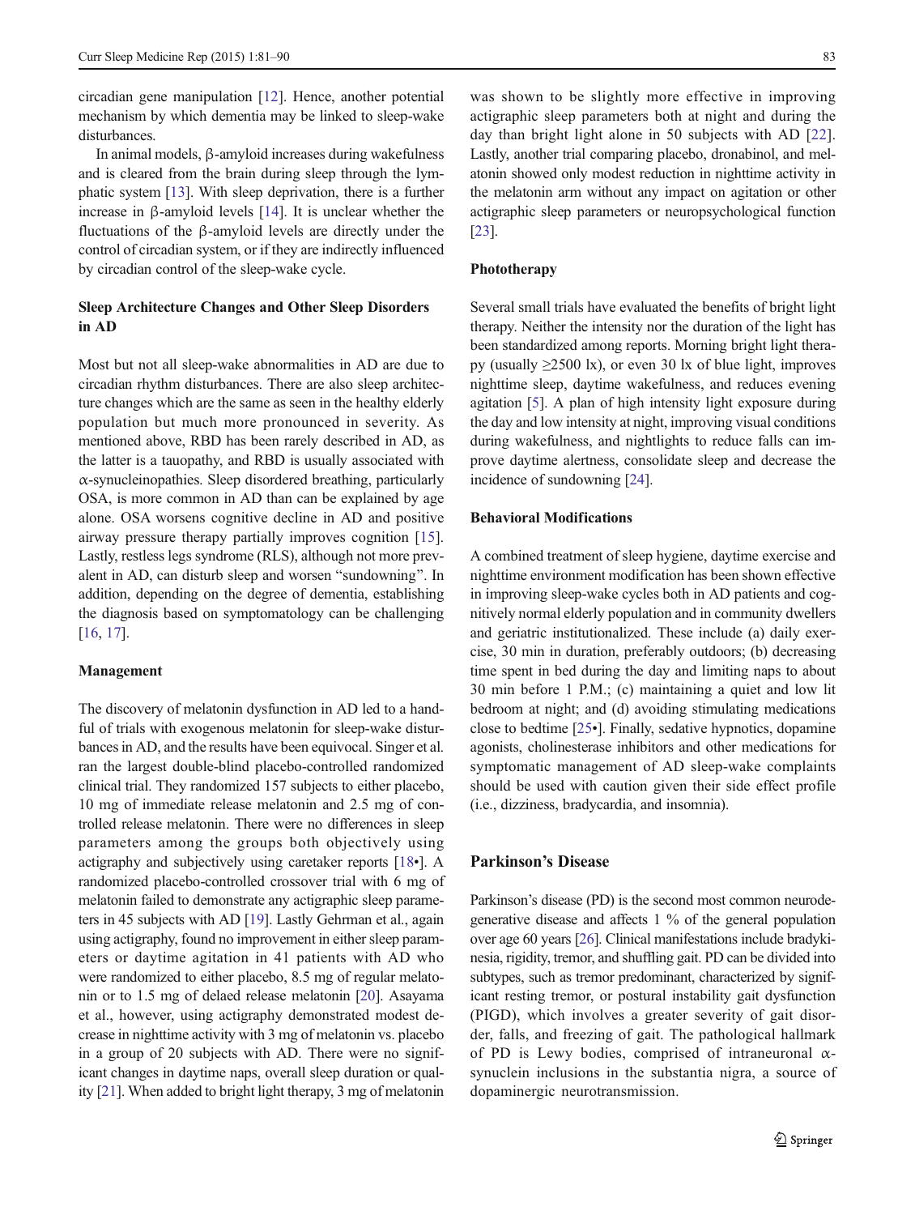circadian gene manipulation [12]. Hence, another potential mechanism by which dementia may be linked to sleep-wake disturbances.

In animal models, β-amyloid increases during wakefulness and is cleared from the brain during sleep through the lymphatic system [13]. With sleep deprivation, there is a further increase in β-amyloid levels [14]. It is unclear whether the fluctuations of the β-amyloid levels are directly under the control of circadian system, or if they are indirectly influenced by circadian control of the sleep-wake cycle.

### Sleep Architecture Changes and Other Sleep Disorders in AD

Most but not all sleep-wake abnormalities in AD are due to circadian rhythm disturbances. There are also sleep architecture changes which are the same as seen in the healthy elderly population but much more pronounced in severity. As mentioned above, RBD has been rarely described in AD, as the latter is a tauopathy, and RBD is usually associated with α-synucleinopathies. Sleep disordered breathing, particularly OSA, is more common in AD than can be explained by age alone. OSA worsens cognitive decline in AD and positive airway pressure therapy partially improves cognition [15]. Lastly, restless legs syndrome (RLS), although not more prevalent in AD, can disturb sleep and worsen "sundowning". In addition, depending on the degree of dementia, establishing the diagnosis based on symptomatology can be challenging [16, 17].

### Management

The discovery of melatonin dysfunction in AD led to a handful of trials with exogenous melatonin for sleep-wake disturbances in AD, and the results have been equivocal. Singer et al. ran the largest double-blind placebo-controlled randomized clinical trial. They randomized 157 subjects to either placebo, 10 mg of immediate release melatonin and 2.5 mg of controlled release melatonin. There were no differences in sleep parameters among the groups both objectively using actigraphy and subjectively using caretaker reports [18•]. A randomized placebo-controlled crossover trial with 6 mg of melatonin failed to demonstrate any actigraphic sleep parameters in 45 subjects with AD [19]. Lastly Gehrman et al., again using actigraphy, found no improvement in either sleep parameters or daytime agitation in 41 patients with AD who were randomized to either placebo, 8.5 mg of regular melatonin or to 1.5 mg of delaed release melatonin [20]. Asayama et al., however, using actigraphy demonstrated modest decrease in nighttime activity with 3 mg of melatonin vs. placebo in a group of 20 subjects with AD. There were no significant changes in daytime naps, overall sleep duration or quality [21]. When added to bright light therapy, 3 mg of melatonin was shown to be slightly more effective in improving actigraphic sleep parameters both at night and during the day than bright light alone in 50 subjects with AD [22]. Lastly, another trial comparing placebo, dronabinol, and melatonin showed only modest reduction in nighttime activity in the melatonin arm without any impact on agitation or other actigraphic sleep parameters or neuropsychological function [23].

### Phototherapy

Several small trials have evaluated the benefits of bright light therapy. Neither the intensity nor the duration of the light has been standardized among reports. Morning bright light therapy (usually ≥2500 lx), or even 30 lx of blue light, improves nighttime sleep, daytime wakefulness, and reduces evening agitation [5]. A plan of high intensity light exposure during the day and low intensity at night, improving visual conditions during wakefulness, and nightlights to reduce falls can improve daytime alertness, consolidate sleep and decrease the incidence of sundowning [24].

### Behavioral Modifications

A combined treatment of sleep hygiene, daytime exercise and nighttime environment modification has been shown effective in improving sleep-wake cycles both in AD patients and cognitively normal elderly population and in community dwellers and geriatric institutionalized. These include (a) daily exercise, 30 min in duration, preferably outdoors; (b) decreasing time spent in bed during the day and limiting naps to about 30 min before 1 P.M.; (c) maintaining a quiet and low lit bedroom at night; and (d) avoiding stimulating medications close to bedtime [25•]. Finally, sedative hypnotics, dopamine agonists, cholinesterase inhibitors and other medications for symptomatic management of AD sleep-wake complaints should be used with caution given their side effect profile (i.e., dizziness, bradycardia, and insomnia).

## Parkinson's Disease

Parkinson's disease (PD) is the second most common neurodegenerative disease and affects 1 % of the general population over age 60 years [26]. Clinical manifestations include bradykinesia, rigidity, tremor, and shuffling gait. PD can be divided into subtypes, such as tremor predominant, characterized by significant resting tremor, or postural instability gait dysfunction (PIGD), which involves a greater severity of gait disorder, falls, and freezing of gait. The pathological hallmark of PD is Lewy bodies, comprised of intraneuronal α-synuclein inclusions in the substantia nigra, a source of dopaminergic neurotransmission.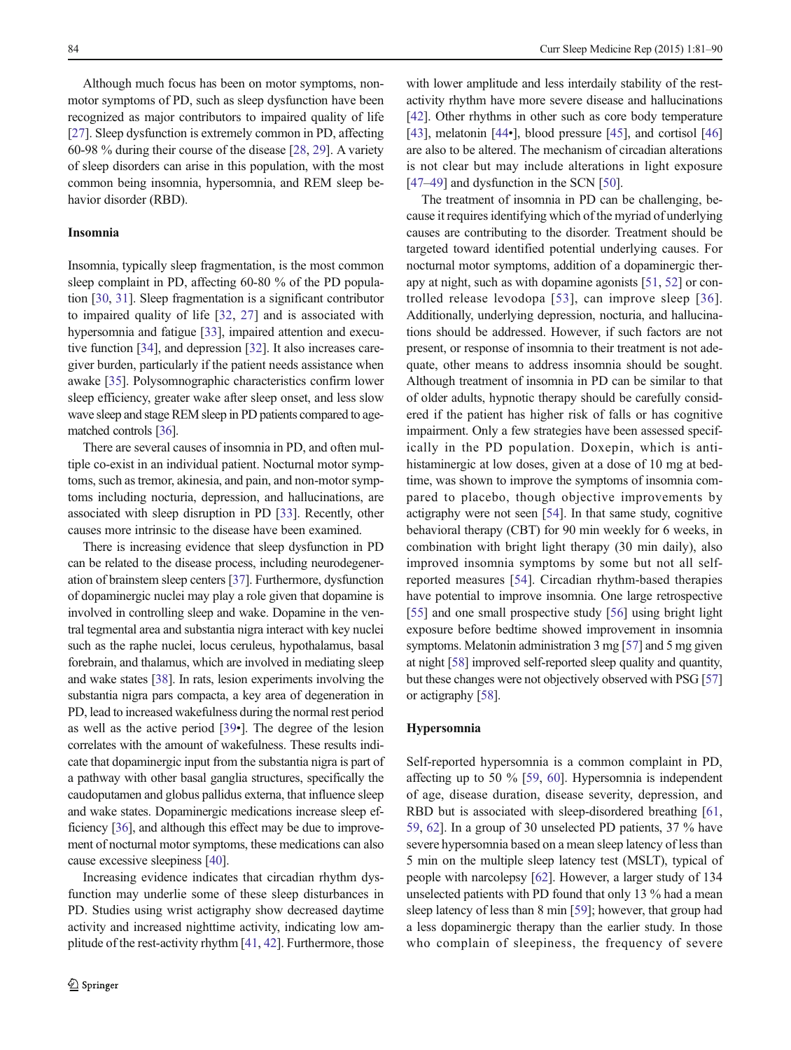Although much focus has been on motor symptoms, non-motor symptoms of PD, such as sleep dysfunction have been recognized as major contributors to impaired quality of life [27]. Sleep dysfunction is extremely common in PD, affecting 60-98 % during their course of the disease [28, 29]. A variety of sleep disorders can arise in this population, with the most common being insomnia, hypersomnia, and REM sleep behavior disorder (RBD).

### Insomnia

Insomnia, typically sleep fragmentation, is the most common sleep complaint in PD, affecting 60-80 % of the PD population [30, 31]. Sleep fragmentation is a significant contributor to impaired quality of life [32, 27] and is associated with hypersomnia and fatigue [33], impaired attention and executive function [34], and depression [32]. It also increases caregiver burden, particularly if the patient needs assistance when awake [35]. Polysomnographic characteristics confirm lower sleep efficiency, greater wake after sleep onset, and less slow wave sleep and stage REM sleep in PD patients compared to age-matched controls [36].

There are several causes of insomnia in PD, and often multiple co-exist in an individual patient. Nocturnal motor symptoms, such as tremor, akinesia, and pain, and non-motor symptoms including nocturia, depression, and hallucinations, are associated with sleep disruption in PD [33]. Recently, other causes more intrinsic to the disease have been examined.

There is increasing evidence that sleep dysfunction in PD can be related to the disease process, including neurodegeneration of brainstem sleep centers [37]. Furthermore, dysfunction of dopaminergic nuclei may play a role given that dopamine is involved in controlling sleep and wake. Dopamine in the ventral tegmental area and substantia nigra interact with key nuclei such as the raphe nuclei, locus ceruleus, hypothalamus, basal forebrain, and thalamus, which are involved in mediating sleep and wake states [38]. In rats, lesion experiments involving the substantia nigra pars compacta, a key area of degeneration in PD, lead to increased wakefulness during the normal rest period as well as the active period [39•]. The degree of the lesion correlates with the amount of wakefulness. These results indicate that dopaminergic input from the substantia nigra is part of a pathway with other basal ganglia structures, specifically the caudoputamen and globus pallidus externa, that influence sleep and wake states. Dopaminergic medications increase sleep efficiency [36], and although this effect may be due to improvement of nocturnal motor symptoms, these medications can also cause excessive sleepiness [40].

Increasing evidence indicates that circadian rhythm dysfunction may underlie some of these sleep disturbances in PD. Studies using wrist actigraphy show decreased daytime activity and increased nighttime activity, indicating low amplitude of the rest-activity rhythm [41, 42]. Furthermore, those with lower amplitude and less interdaily stability of the rest-activity rhythm have more severe disease and hallucinations [42]. Other rhythms in other such as core body temperature [43], melatonin [44•], blood pressure [45], and cortisol [46] are also to be altered. The mechanism of circadian alterations is not clear but may include alterations in light exposure [47–49] and dysfunction in the SCN [50].

The treatment of insomnia in PD can be challenging, because it requires identifying which of the myriad of underlying causes are contributing to the disorder. Treatment should be targeted toward identified potential underlying causes. For nocturnal motor symptoms, addition of a dopaminergic therapy at night, such as with dopamine agonists [51, 52] or controlled release levodopa [53], can improve sleep [36]. Additionally, underlying depression, nocturia, and hallucinations should be addressed. However, if such factors are not present, or response of insomnia to their treatment is not adequate, other means to address insomnia should be sought. Although treatment of insomnia in PD can be similar to that of older adults, hypnotic therapy should be carefully considered if the patient has higher risk of falls or has cognitive impairment. Only a few strategies have been assessed specifically in the PD population. Doxepin, which is antihistaminergic at low doses, given at a dose of 10 mg at bedtime, was shown to improve the symptoms of insomnia compared to placebo, though objective improvements by actigraphy were not seen [54]. In that same study, cognitive behavioral therapy (CBT) for 90 min weekly for 6 weeks, in combination with bright light therapy (30 min daily), also improved insomnia symptoms by some but not all self-reported measures [54]. Circadian rhythm-based therapies have potential to improve insomnia. One large retrospective [55] and one small prospective study [56] using bright light exposure before bedtime showed improvement in insomnia symptoms. Melatonin administration 3 mg [57] and 5 mg given at night [58] improved self-reported sleep quality and quantity, but these changes were not objectively observed with PSG [57] or actigraphy [58].

### Hypersomnia

Self-reported hypersomnia is a common complaint in PD, affecting up to 50 % [59, 60]. Hypersomnia is independent of age, disease duration, disease severity, depression, and RBD but is associated with sleep-disordered breathing [61, 59, 62]. In a group of 30 unselected PD patients, 37 % have severe hypersomnia based on a mean sleep latency of less than 5 min on the multiple sleep latency test (MSLT), typical of people with narcolepsy [62]. However, a larger study of 134 unselected patients with PD found that only 13 % had a mean sleep latency of less than 8 min [59]; however, that group had a less dopaminergic therapy than the earlier study. In those who complain of sleepiness, the frequency of severe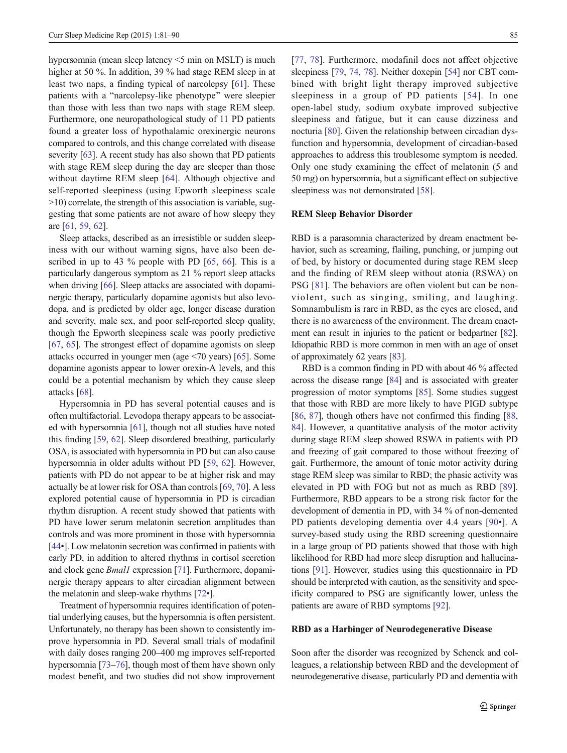hypersomnia (mean sleep latency <5 min on MSLT) is much higher at 50 %. In addition, 39 % had stage REM sleep in at least two naps, a finding typical of narcolepsy [61]. These patients with a "narcolepsy-like phenotype" were sleepier than those with less than two naps with stage REM sleep. Furthermore, one neuropathological study of 11 PD patients found a greater loss of hypothalamic orexinergic neurons compared to controls, and this change correlated with disease severity [63]. A recent study has also shown that PD patients with stage REM sleep during the day are sleeper than those without daytime REM sleep [64]. Although objective and self-reported sleepiness (using Epworth sleepiness scale >10) correlate, the strength of this association is variable, suggesting that some patients are not aware of how sleepy they are [61, 59, 62].

Sleep attacks, described as an irresistible or sudden sleepiness with our without warning signs, have also been described in up to 43 % people with PD [65, 66]. This is a particularly dangerous symptom as 21 % report sleep attacks when driving [66]. Sleep attacks are associated with dopaminergic therapy, particularly dopamine agonists but also levodopa, and is predicted by older age, longer disease duration and severity, male sex, and poor self-reported sleep quality, though the Epworth sleepiness scale was poorly predictive [67, 65]. The strongest effect of dopamine agonists on sleep attacks occurred in younger men (age <70 years) [65]. Some dopamine agonists appear to lower orexin-A levels, and this could be a potential mechanism by which they cause sleep attacks [68].

Hypersomnia in PD has several potential causes and is often multifactorial. Levodopa therapy appears to be associated with hypersomnia [61], though not all studies have noted this finding [59, 62]. Sleep disordered breathing, particularly OSA, is associated with hypersomnia in PD but can also cause hypersomnia in older adults without PD [59, 62]. However, patients with PD do not appear to be at higher risk and may actually be at lower risk for OSA than controls [69, 70]. A less explored potential cause of hypersomnia in PD is circadian rhythm disruption. A recent study showed that patients with PD have lower serum melatonin secretion amplitudes than controls and was more prominent in those with hypersomnia [44•]. Low melatonin secretion was confirmed in patients with early PD, in addition to altered rhythms in cortisol secretion and clock gene *Bmal1* expression [71]. Furthermore, dopaminergic therapy appears to alter circadian alignment between the melatonin and sleep-wake rhythms [72•].

Treatment of hypersomnia requires identification of potential underlying causes, but the hypersomnia is often persistent. Unfortunately, no therapy has been shown to consistently improve hypersomnia in PD. Several small trials of modafinil with daily doses ranging 200–400 mg improves self-reported hypersomnia [73–76], though most of them have shown only modest benefit, and two studies did not show improvement [77, 78]. Furthermore, modafinil does not affect objective sleepiness [79, 74, 78]. Neither doxepin [54] nor CBT combined with bright light therapy improved subjective sleepiness in a group of PD patients [54]. In one open-label study, sodium oxybate improved subjective sleepiness and fatigue, but it can cause dizziness and nocturia [80]. Given the relationship between circadian dysfunction and hypersomnia, development of circadian-based approaches to address this troublesome symptom is needed. Only one study examining the effect of melatonin (5 and 50 mg) on hypersomnia, but a significant effect on subjective sleepiness was not demonstrated [58].

### REM Sleep Behavior Disorder

RBD is a parasomnia characterized by dream enactment behavior, such as screaming, flailing, punching, or jumping out of bed, by history or documented during stage REM sleep and the finding of REM sleep without atonia (RSWA) on PSG [81]. The behaviors are often violent but can be non-violent, such as singing, smiling, and laughing. Somnambulism is rare in RBD, as the eyes are closed, and there is no awareness of the environment. The dream enactment can result in injuries to the patient or bedpartner [82]. Idiopathic RBD is more common in men with an age of onset of approximately 62 years [83].

RBD is a common finding in PD with about 46 % affected across the disease range [84] and is associated with greater progression of motor symptoms [85]. Some studies suggest that those with RBD are more likely to have PIGD subtype [86, 87], though others have not confirmed this finding [88, 84]. However, a quantitative analysis of the motor activity during stage REM sleep showed RSWA in patients with PD and freezing of gait compared to those without freezing of gait. Furthermore, the amount of tonic motor activity during stage REM sleep was similar to RBD; the phasic activity was elevated in PD with FOG but not as much as RBD [89]. Furthermore, RBD appears to be a strong risk factor for the development of dementia in PD, with 34 % of non-demented PD patients developing dementia over 4.4 years [90•]. A survey-based study using the RBD screening questionnaire in a large group of PD patients showed that those with high likelihood for RBD had more sleep disruption and hallucinations [91]. However, studies using this questionnaire in PD should be interpreted with caution, as the sensitivity and specificity compared to PSG are significantly lower, unless the patients are aware of RBD symptoms [92].

### RBD as a Harbinger of Neurodegenerative Disease

Soon after the disorder was recognized by Schenck and colleagues, a relationship between RBD and the development of neurodegenerative disease, particularly PD and dementia with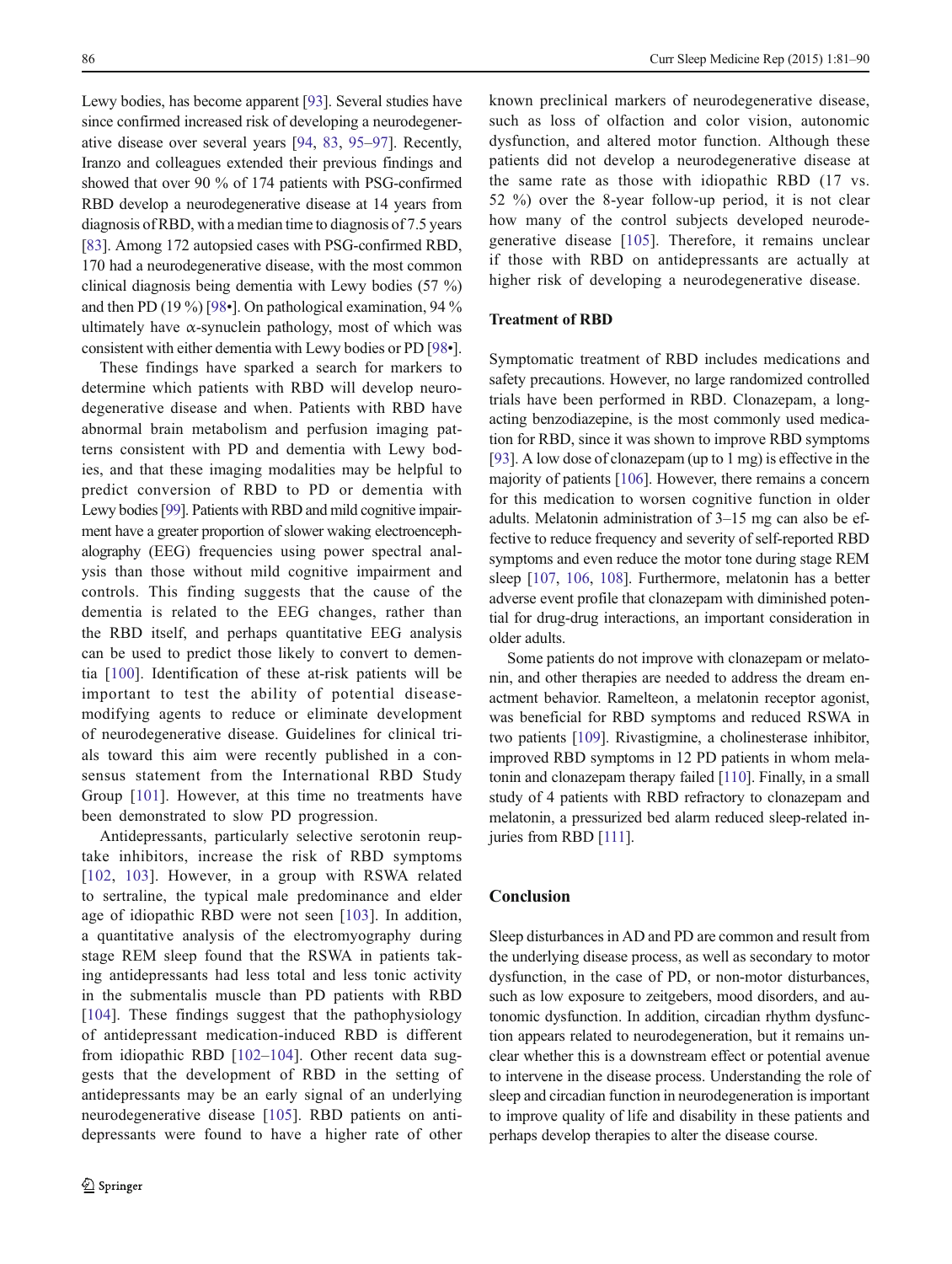Lewy bodies, has become apparent [93]. Several studies have since confirmed increased risk of developing a neurodegenerative disease over several years [94, 83, 95–97]. Recently, Iranzo and colleagues extended their previous findings and showed that over 90 % of 174 patients with PSG-confirmed RBD develop a neurodegenerative disease at 14 years from diagnosis of RBD, with a median time to diagnosis of 7.5 years [83]. Among 172 autopsied cases with PSG-confirmed RBD, 170 had a neurodegenerative disease, with the most common clinical diagnosis being dementia with Lewy bodies (57 %) and then PD (19 %) [98•]. On pathological examination, 94 % ultimately have α-synuclein pathology, most of which was consistent with either dementia with Lewy bodies or PD [98•].

These findings have sparked a search for markers to determine which patients with RBD will develop neurodegenerative disease and when. Patients with RBD have abnormal brain metabolism and perfusion imaging patterns consistent with PD and dementia with Lewy bodies, and that these imaging modalities may be helpful to predict conversion of RBD to PD or dementia with Lewy bodies [99]. Patients with RBD and mild cognitive impairment have a greater proportion of slower waking electroencephalography (EEG) frequencies using power spectral analysis than those without mild cognitive impairment and controls. This finding suggests that the cause of the dementia is related to the EEG changes, rather than the RBD itself, and perhaps quantitative EEG analysis can be used to predict those likely to convert to dementia [100]. Identification of these at-risk patients will be important to test the ability of potential disease-modifying agents to reduce or eliminate development of neurodegenerative disease. Guidelines for clinical trials toward this aim were recently published in a consensus statement from the International RBD Study Group [101]. However, at this time no treatments have been demonstrated to slow PD progression.

Antidepressants, particularly selective serotonin reuptake inhibitors, increase the risk of RBD symptoms [102, 103]. However, in a group with RSWA related to sertraline, the typical male predominance and elder age of idiopathic RBD were not seen [103]. In addition, a quantitative analysis of the electromyography during stage REM sleep found that the RSWA in patients taking antidepressants had less total and less tonic activity in the submentalis muscle than PD patients with RBD [104]. These findings suggest that the pathophysiology of antidepressant medication-induced RBD is different from idiopathic RBD [102–104]. Other recent data suggests that the development of RBD in the setting of antidepressants may be an early signal of an underlying neurodegenerative disease [105]. RBD patients on antidepressants were found to have a higher rate of other known preclinical markers of neurodegenerative disease, such as loss of olfaction and color vision, autonomic dysfunction, and altered motor function. Although these patients did not develop a neurodegenerative disease at the same rate as those with idiopathic RBD (17 vs. 52 %) over the 8-year follow-up period, it is not clear how many of the control subjects developed neurodegenerative disease [105]. Therefore, it remains unclear if those with RBD on antidepressants are actually at higher risk of developing a neurodegenerative disease.

### Treatment of RBD

Symptomatic treatment of RBD includes medications and safety precautions. However, no large randomized controlled trials have been performed in RBD. Clonazepam, a long-acting benzodiazepine, is the most commonly used medication for RBD, since it was shown to improve RBD symptoms [93]. A low dose of clonazepam (up to 1 mg) is effective in the majority of patients [106]. However, there remains a concern for this medication to worsen cognitive function in older adults. Melatonin administration of 3–15 mg can also be effective to reduce frequency and severity of self-reported RBD symptoms and even reduce the motor tone during stage REM sleep [107, 106, 108]. Furthermore, melatonin has a better adverse event profile that clonazepam with diminished potential for drug-drug interactions, an important consideration in older adults.

Some patients do not improve with clonazepam or melatonin, and other therapies are needed to address the dream enactment behavior. Ramelteon, a melatonin receptor agonist, was beneficial for RBD symptoms and reduced RSWA in two patients [109]. Rivastigmine, a cholinesterase inhibitor, improved RBD symptoms in 12 PD patients in whom melatonin and clonazepam therapy failed [110]. Finally, in a small study of 4 patients with RBD refractory to clonazepam and melatonin, a pressurized bed alarm reduced sleep-related injuries from RBD [111].

## Conclusion

Sleep disturbances in AD and PD are common and result from the underlying disease process, as well as secondary to motor dysfunction, in the case of PD, or non-motor disturbances, such as low exposure to zeitgebers, mood disorders, and autonomic dysfunction. In addition, circadian rhythm dysfunction appears related to neurodegeneration, but it remains unclear whether this is a downstream effect or potential avenue to intervene in the disease process. Understanding the role of sleep and circadian function in neurodegeneration is important to improve quality of life and disability in these patients and perhaps develop therapies to alter the disease course.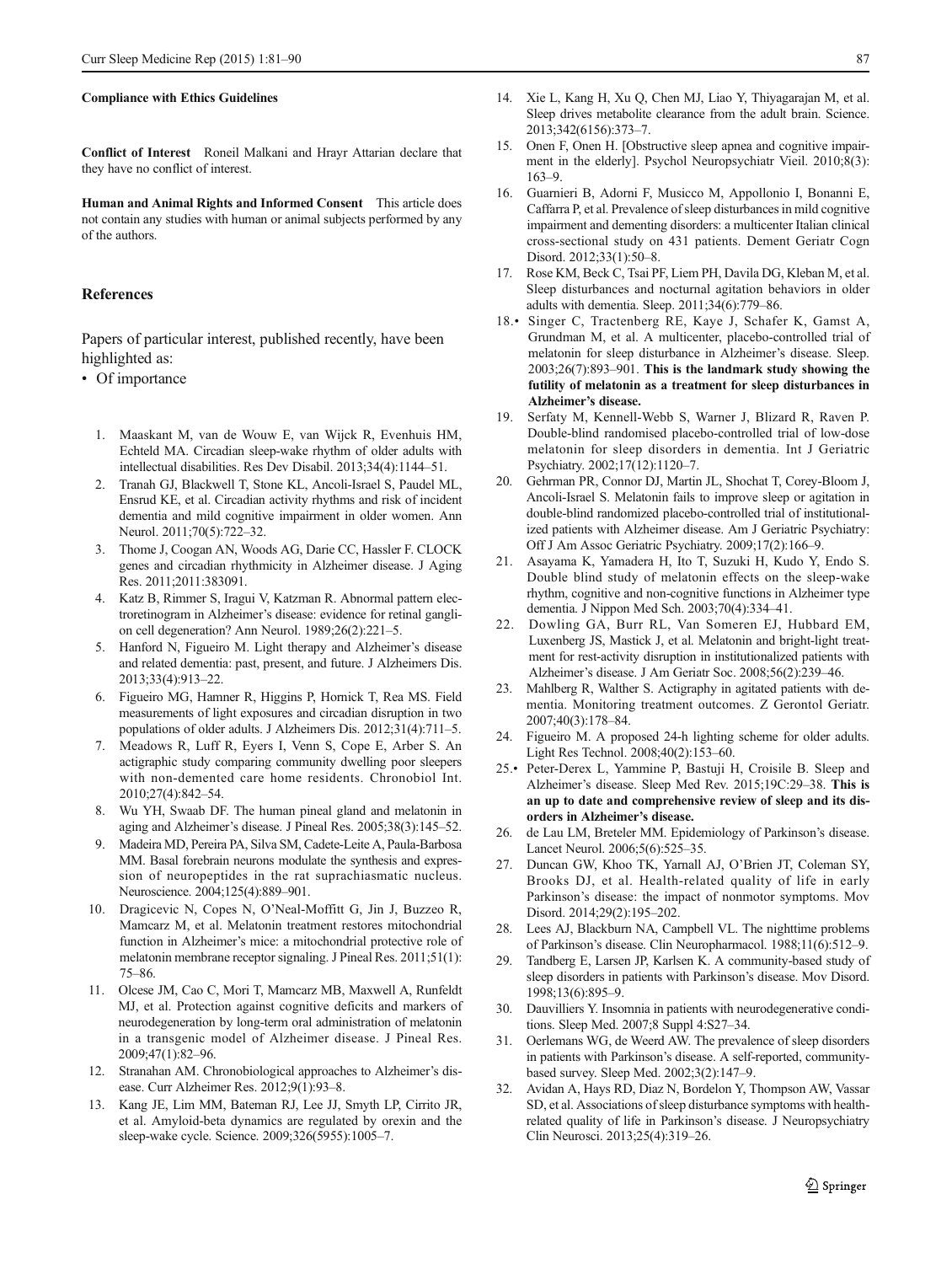**Compliance with Ethics Guidelines**

**Conflict of Interest** Roneil Malkani and Hrayr Attarian declare that they have no conflict of interest.

**Human and Animal Rights and Informed Consent** This article does not contain any studies with human or animal subjects performed by any of the authors.

## References

Papers of particular interest, published recently, have been highlighted as:

- • Of importance

1. Maaskant M, van de Wouw E, van Wijck R, Evenhuis HM, Echteld MA. Circadian sleep-wake rhythm of older adults with intellectual disabilities. Res Dev Disabil. 2013;34(4):1144–51.
2. Tranah GJ, Blackwell T, Stone KL, Ancoli-Israel S, Paudel ML, Ensrud KE, et al. Circadian activity rhythms and risk of incident dementia and mild cognitive impairment in older women. Ann Neurol. 2011;70(5):722–32.
3. Thome J, Coogan AN, Woods AG, Darie CC, Hassler F. CLOCK genes and circadian rhythmicity in Alzheimer disease. J Aging Res. 2011;2011:383091.
4. Katz B, Rimmer S, Iragui V, Katzman R. Abnormal pattern electroretinogram in Alzheimer's disease: evidence for retinal ganglion cell degeneration? Ann Neurol. 1989;26(2):221–5.
5. Hanford N, Figueiro M. Light therapy and Alzheimer's disease and related dementia: past, present, and future. J Alzheimers Dis. 2013;33(4):913–22.
6. Figueiro MG, Hamner R, Higgins P, Hornick T, Rea MS. Field measurements of light exposures and circadian disruption in two populations of older adults. J Alzheimers Dis. 2012;31(4):711–5.
7. Meadows R, Luff R, Eyers I, Venn S, Cope E, Arber S. An actigraphic study comparing community dwelling poor sleepers with non-demented care home residents. Chronobiol Int. 2010;27(4):842–54.
8. Wu YH, Swaab DF. The human pineal gland and melatonin in aging and Alzheimer's disease. J Pineal Res. 2005;38(3):145–52.
9. Madeira MD, Pereira PA, Silva SM, Cadete-Leite A, Paula-Barbosa MM. Basal forebrain neurons modulate the synthesis and expression of neuropeptides in the rat suprachiasmatic nucleus. Neuroscience. 2004;125(4):889–901.
10. Dragicevic N, Copes N, O'Neal-Moffitt G, Jin J, Buzzeo R, Mamcarz M, et al. Melatonin treatment restores mitochondrial function in Alzheimer's mice: a mitochondrial protective role of melatonin membrane receptor signaling. J Pineal Res. 2011;51(1):75–86.
11. Olcese JM, Cao C, Mori T, Mamcarz MB, Maxwell A, Runfeldt MJ, et al. Protection against cognitive deficits and markers of neurodegeneration by long-term oral administration of melatonin in a transgenic model of Alzheimer disease. J Pineal Res. 2009;47(1):82–96.
12. Stranahan AM. Chronobiological approaches to Alzheimer's disease. Curr Alzheimer Res. 2012;9(1):93–8.
13. Kang JE, Lim MM, Bateman RJ, Lee JJ, Smyth LP, Cirrito JR, et al. Amyloid-beta dynamics are regulated by orexin and the sleep-wake cycle. Science. 2009;326(5955):1005–7.
14. Xie L, Kang H, Xu Q, Chen MJ, Liao Y, Thiyagarajan M, et al. Sleep drives metabolite clearance from the adult brain. Science. 2013;342(6156):373–7.
15. Onen F, Onen H. [Obstructive sleep apnea and cognitive impairment in the elderly]. Psychol Neuropsychiatr Vieil. 2010;8(3):163–9.
16. Guarnieri B, Adorni F, Musicco M, Appollonio I, Bonanni E, Caffarra P, et al. Prevalence of sleep disturbances in mild cognitive impairment and dementing disorders: a multicenter Italian clinical cross-sectional study on 431 patients. Dement Geriatr Cogn Disord. 2012;33(1):50–8.
17. Rose KM, Beck C, Tsai PF, Liem PH, Davila DG, Kleban M, et al. Sleep disturbances and nocturnal agitation behaviors in older adults with dementia. Sleep. 2011;34(6):779–86.
18. • Singer C, Tractenberg RE, Kaye J, Schafer K, Gamst A, Grundman M, et al. A multicenter, placebo-controlled trial of melatonin for sleep disturbance in Alzheimer's disease. Sleep. 2003;26(7):893–901. **This is the landmark study showing the futility of melatonin as a treatment for sleep disturbances in Alzheimer's disease.**
19. Serfaty M, Kennell-Webb S, Warner J, Blizard R, Raven P. Double-blind randomised placebo-controlled trial of low-dose melatonin for sleep disorders in dementia. Int J Geriatric Psychiatry. 2002;17(12):1120–7.
20. Gehrman PR, Connor DJ, Martin JL, Shochat T, Corey-Bloom J, Ancoli-Israel S. Melatonin fails to improve sleep or agitation in double-blind randomized placebo-controlled trial of institutionalized patients with Alzheimer disease. Am J Geriatric Psychiatry: Off J Am Assoc Geriatric Psychiatry. 2009;17(2):166–9.
21. Asayama K, Yamadera H, Ito T, Suzuki H, Kudo Y, Endo S. Double blind study of melatonin effects on the sleep-wake rhythm, cognitive and non-cognitive functions in Alzheimer type dementia. J Nippon Med Sch. 2003;70(4):334–41.
22. Dowling GA, Burr RL, Van Someren EJ, Hubbard EM, Luxenberg JS, Mastick J, et al. Melatonin and bright-light treatment for rest-activity disruption in institutionalized patients with Alzheimer's disease. J Am Geriatr Soc. 2008;56(2):239–46.
23. Mahlberg R, Walther S. Actigraphy in agitated patients with dementia. Monitoring treatment outcomes. Z Gerontol Geriatr. 2007;40(3):178–84.
24. Figueiro M. A proposed 24-h lighting scheme for older adults. Light Res Technol. 2008;40(2):153–60.
25. • Peter-Derex L, Yammine P, Bastuji H, Croisile B. Sleep and Alzheimer's disease. Sleep Med Rev. 2015;19C:29–38. **This is an up to date and comprehensive review of sleep and its disorders in Alzheimer's disease.**
26. de Lau LM, Breteler MM. Epidemiology of Parkinson's disease. Lancet Neurol. 2006;5(6):525–35.
27. Duncan GW, Khoo TK, Yarnall AJ, O'Brien JT, Coleman SY, Brooks DJ, et al. Health-related quality of life in early Parkinson's disease: the impact of nonmotor symptoms. Mov Disord. 2014;29(2):195–202.
28. Lees AJ, Blackburn NA, Campbell VL. The nighttime problems of Parkinson's disease. Clin Neuropharmacol. 1988;11(6):512–9.
29. Tandberg E, Larsen JP, Karlsen K. A community-based study of sleep disorders in patients with Parkinson's disease. Mov Disord. 1998;13(6):895–9.
30. Dauvilliers Y. Insomnia in patients with neurodegenerative conditions. Sleep Med. 2007;8 Suppl 4:S27–34.
31. Oerlemans WG, de Weerd AW. The prevalence of sleep disorders in patients with Parkinson's disease. A self-reported, community-based survey. Sleep Med. 2002;3(2):147–9.
32. Avidan A, Hays RD, Diaz N, Bordelon Y, Thompson AW, Vassar SD, et al. Associations of sleep disturbance symptoms with health-related quality of life in Parkinson's disease. J Neuropsychiatry Clin Neurosci. 2013;25(4):319–26.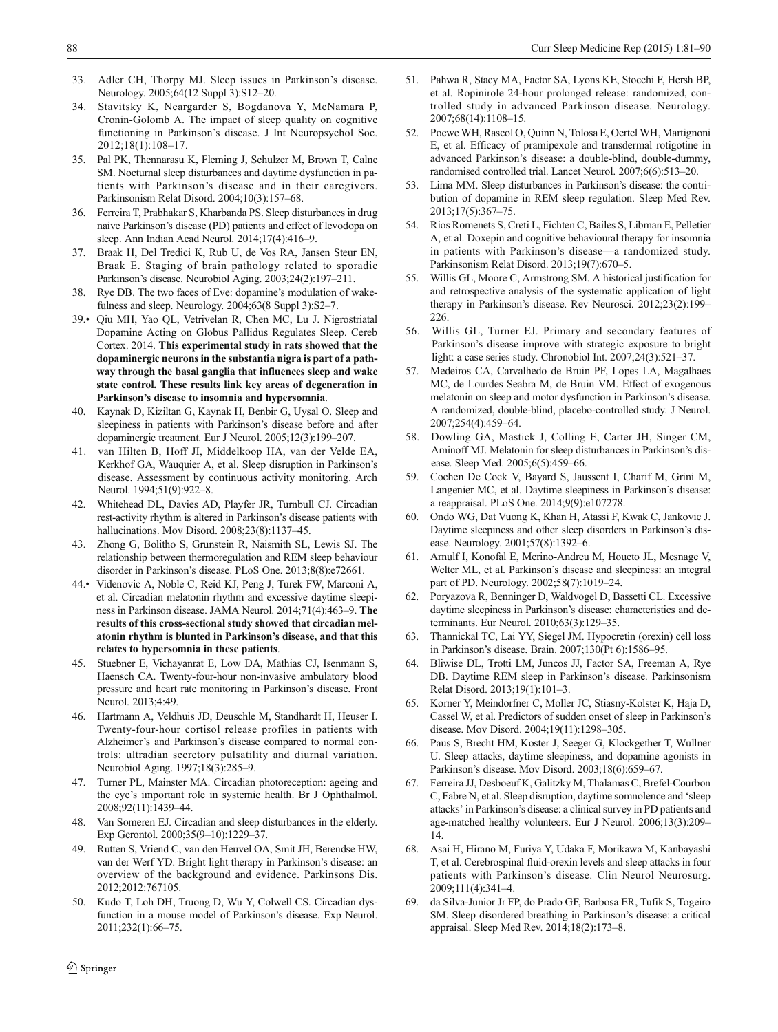33. Adler CH, Thorpy MJ. Sleep issues in Parkinson's disease. Neurology. 2005;64(12 Suppl 3):S12–20.
34. Stavitsky K, Neargarder S, Bogdanova Y, McNamara P, Cronin-Golomb A. The impact of sleep quality on cognitive functioning in Parkinson's disease. J Int Neuropsychol Soc. 2012;18(1):108–17.
35. Pal PK, Thennarasu K, Fleming J, Schulzer M, Brown T, Calne SM. Nocturnal sleep disturbances and daytime dysfunction in patients with Parkinson's disease and in their caregivers. Parkinsonism Relat Disord. 2004;10(3):157–68.
36. Ferreira T, Prabhakar S, Kharbanda PS. Sleep disturbances in drug naive Parkinson's disease (PD) patients and effect of levodopa on sleep. Ann Indian Acad Neurol. 2014;17(4):416–9.
37. Braak H, Del Tredici K, Rub U, de Vos RA, Jansen Steur EN, Braak E. Staging of brain pathology related to sporadic Parkinson's disease. Neurobiol Aging. 2003;24(2):197–211.
38. Rye DB. The two faces of Eve: dopamine's modulation of wakefulness and sleep. Neurology. 2004;63(8 Suppl 3):S2–7.
39.• Qiu MH, Yao QL, Vetrivelan R, Chen MC, Lu J. Nigrostriatal Dopamine Acting on Globus Pallidus Regulates Sleep. Cereb Cortex. 2014. **This experimental study in rats showed that the dopaminergic neurons in the substantia nigra is part of a pathway through the basal ganglia that influences sleep and wake state control. These results link key areas of degeneration in Parkinson's disease to insomnia and hypersomnia**.
40. Kaynak D, Kiziltan G, Kaynak H, Benbir G, Uysal O. Sleep and sleepiness in patients with Parkinson's disease before and after dopaminergic treatment. Eur J Neurol. 2005;12(3):199–207.
41. van Hilten B, Hoff JI, Middelkoop HA, van der Velde EA, Kerkhof GA, Wauquier A, et al. Sleep disruption in Parkinson's disease. Assessment by continuous activity monitoring. Arch Neurol. 1994;51(9):922–8.
42. Whitehead DL, Davies AD, Playfer JR, Turnbull CJ. Circadian rest-activity rhythm is altered in Parkinson's disease patients with hallucinations. Mov Disord. 2008;23(8):1137–45.
43. Zhong G, Bolitho S, Grunstein R, Naismith SL, Lewis SJ. The relationship between thermoregulation and REM sleep behaviour disorder in Parkinson's disease. PLoS One. 2013;8(8):e72661.
44.• Videnovic A, Noble C, Reid KJ, Peng J, Turek FW, Marconi A, et al. Circadian melatonin rhythm and excessive daytime sleepiness in Parkinson disease. JAMA Neurol. 2014;71(4):463–9. **The results of this cross-sectional study showed that circadian melatonin rhythm is blunted in Parkinson's disease, and that this relates to hypersomnia in these patients**.
45. Stuebner E, Vichayanrat E, Low DA, Mathias CJ, Isenmann S, Haensch CA. Twenty-four-hour non-invasive ambulatory blood pressure and heart rate monitoring in Parkinson's disease. Front Neurol. 2013;4:49.
46. Hartmann A, Veldhuis JD, Deuschle M, Standhardt H, Heuser I. Twenty-four-hour cortisol release profiles in patients with Alzheimer's and Parkinson's disease compared to normal controls: ultradian secretory pulsatility and diurnal variation. Neurobiol Aging. 1997;18(3):285–9.
47. Turner PL, Mainster MA. Circadian photoreception: ageing and the eye's important role in systemic health. Br J Ophthalmol. 2008;92(11):1439–44.
48. Van Someren EJ. Circadian and sleep disturbances in the elderly. Exp Gerontol. 2000;35(9–10):1229–37.
49. Rutten S, Vriend C, van den Heuvel OA, Smit JH, Berendse HW, van der Werf YD. Bright light therapy in Parkinson's disease: an overview of the background and evidence. Parkinsons Dis. 2012;2012:767105.
50. Kudo T, Loh DH, Truong D, Wu Y, Colwell CS. Circadian dysfunction in a mouse model of Parkinson's disease. Exp Neurol. 2011;232(1):66–75.
51. Pahwa R, Stacy MA, Factor SA, Lyons KE, Stocchi F, Hersh BP, et al. Ropinirole 24-hour prolonged release: randomized, controlled study in advanced Parkinson disease. Neurology. 2007;68(14):1108–15.
52. Poewe WH, Rascol O, Quinn N, Tolosa E, Oertel WH, Martignoni E, et al. Efficacy of pramipexole and transdermal rotigotine in advanced Parkinson's disease: a double-blind, double-dummy, randomised controlled trial. Lancet Neurol. 2007;6(6):513–20.
53. Lima MM. Sleep disturbances in Parkinson's disease: the contribution of dopamine in REM sleep regulation. Sleep Med Rev. 2013;17(5):367–75.
54. Rios Romenets S, Creti L, Fichten C, Bailes S, Libman E, Pelletier A, et al. Doxepin and cognitive behavioural therapy for insomnia in patients with Parkinson's disease—a randomized study. Parkinsonism Relat Disord. 2013;19(7):670–5.
55. Willis GL, Moore C, Armstrong SM. A historical justification for and retrospective analysis of the systematic application of light therapy in Parkinson's disease. Rev Neurosci. 2012;23(2):199–226.
56. Willis GL, Turner EJ. Primary and secondary features of Parkinson's disease improve with strategic exposure to bright light: a case series study. Chronobiol Int. 2007;24(3):521–37.
57. Medeiros CA, Carvalhedo de Bruin PF, Lopes LA, Magalhaes MC, de Lourdes Seabra M, de Bruin VM. Effect of exogenous melatonin on sleep and motor dysfunction in Parkinson's disease. A randomized, double-blind, placebo-controlled study. J Neurol. 2007;254(4):459–64.
58. Dowling GA, Mastick J, Colling E, Carter JH, Singer CM, Aminoff MJ. Melatonin for sleep disturbances in Parkinson's disease. Sleep Med. 2005;6(5):459–66.
59. Cochen De Cock V, Bayard S, Jaussent I, Charif M, Grini M, Langenier MC, et al. Daytime sleepiness in Parkinson's disease: a reappraisal. PLoS One. 2014;9(9):e107278.
60. Ondo WG, Dat Vuong K, Khan H, Atassi F, Kwak C, Jankovic J. Daytime sleepiness and other sleep disorders in Parkinson's disease. Neurology. 2001;57(8):1392–6.
61. Arnulf I, Konofal E, Merino-Andreu M, Houeto JL, Mesnage V, Welter ML, et al. Parkinson's disease and sleepiness: an integral part of PD. Neurology. 2002;58(7):1019–24.
62. Poryazova R, Benninger D, Waldvogel D, Bassetti CL. Excessive daytime sleepiness in Parkinson's disease: characteristics and determinants. Eur Neurol. 2010;63(3):129–35.
63. Thannickal TC, Lai YY, Siegel JM. Hypocretin (orexin) cell loss in Parkinson's disease. Brain. 2007;130(Pt 6):1586–95.
64. Bliwise DL, Trotti LM, Juncos JJ, Factor SA, Freeman A, Rye DB. Daytime REM sleep in Parkinson's disease. Parkinsonism Relat Disord. 2013;19(1):101–3.
65. Korner Y, Meindorfner C, Moller JC, Stiasny-Kolster K, Haja D, Cassel W, et al. Predictors of sudden onset of sleep in Parkinson's disease. Mov Disord. 2004;19(11):1298–305.
66. Paus S, Brecht HM, Koster J, Seeger G, Klockgether T, Wullner U. Sleep attacks, daytime sleepiness, and dopamine agonists in Parkinson's disease. Mov Disord. 2003;18(6):659–67.
67. Ferreira JJ, Desboeuf K, Galitzky M, Thalamas C, Brefel-Courbon C, Fabre N, et al. Sleep disruption, daytime somnolence and 'sleep attacks' in Parkinson's disease: a clinical survey in PD patients and age-matched healthy volunteers. Eur J Neurol. 2006;13(3):209–14.
68. Asai H, Hirano M, Furiya Y, Udaka F, Morikawa M, Kanbayashi T, et al. Cerebrospinal fluid-orexin levels and sleep attacks in four patients with Parkinson's disease. Clin Neurol Neurosurg. 2009;111(4):341–4.
69. da Silva-Junior Jr FP, do Prado GF, Barbosa ER, Tufik S, Togeiro SM. Sleep disordered breathing in Parkinson's disease: a critical appraisal. Sleep Med Rev. 2014;18(2):173–8.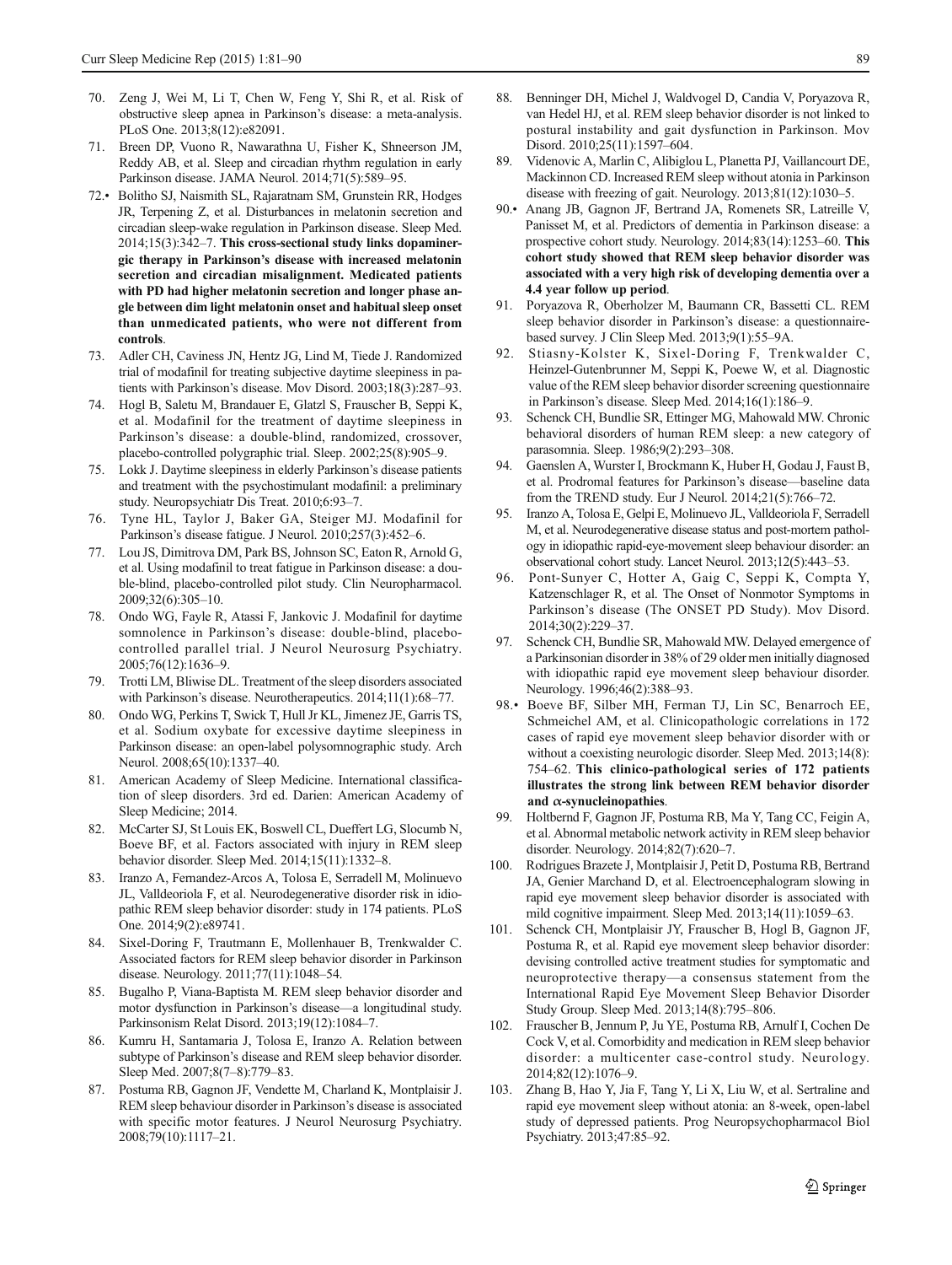70. Zeng J, Wei M, Li T, Chen W, Feng Y, Shi R, et al. Risk of obstructive sleep apnea in Parkinson's disease: a meta-analysis. PLoS One. 2013;8(12):e82091.
71. Breen DP, Vuono R, Nawarathna U, Fisher K, Shneerson JM, Reddy AB, et al. Sleep and circadian rhythm regulation in early Parkinson disease. JAMA Neurol. 2014;71(5):589–95.
72.• Bolitho SJ, Naismith SL, Rajaratnam SM, Grunstein RR, Hodges JR, Terpening Z, et al. Disturbances in melatonin secretion and circadian sleep-wake regulation in Parkinson disease. Sleep Med. 2014;15(3):342–7. **This cross-sectional study links dopaminergic therapy in Parkinson's disease with increased melatonin secretion and circadian misalignment. Medicated patients with PD had higher melatonin secretion and longer phase angle between dim light melatonin onset and habitual sleep onset than unmedicated patients, who were not different from controls**.
73. Adler CH, Caviness JN, Hentz JG, Lind M, Tiede J. Randomized trial of modafinil for treating subjective daytime sleepiness in patients with Parkinson's disease. Mov Disord. 2003;18(3):287–93.
74. Hogl B, Saletu M, Brandauer E, Glatzl S, Frauscher B, Seppi K, et al. Modafinil for the treatment of daytime sleepiness in Parkinson's disease: a double-blind, randomized, crossover, placebo-controlled polygraphic trial. Sleep. 2002;25(8):905–9.
75. Lokk J. Daytime sleepiness in elderly Parkinson's disease patients and treatment with the psychostimulant modafinil: a preliminary study. Neuropsychiatr Dis Treat. 2010;6:93–7.
76. Tyne HL, Taylor J, Baker GA, Steiger MJ. Modafinil for Parkinson's disease fatigue. J Neurol. 2010;257(3):452–6.
77. Lou JS, Dimitrova DM, Park BS, Johnson SC, Eaton R, Arnold G, et al. Using modafinil to treat fatigue in Parkinson disease: a double-blind, placebo-controlled pilot study. Clin Neuropharmacol. 2009;32(6):305–10.
78. Ondo WG, Fayle R, Atassi F, Jankovic J. Modafinil for daytime somnolence in Parkinson's disease: double-blind, placebo-controlled parallel trial. J Neurol Neurosurg Psychiatry. 2005;76(12):1636–9.
79. Trotti LM, Bliwise DL. Treatment of the sleep disorders associated with Parkinson's disease. Neurotherapeutics. 2014;11(1):68–77.
80. Ondo WG, Perkins T, Swick T, Hull Jr KL, Jimenez JE, Garris TS, et al. Sodium oxybate for excessive daytime sleepiness in Parkinson disease: an open-label polysomnographic study. Arch Neurol. 2008;65(10):1337–40.
81. American Academy of Sleep Medicine. International classification of sleep disorders. 3rd ed. Darien: American Academy of Sleep Medicine; 2014.
82. McCarter SJ, St Louis EK, Boswell CL, Dueffert LG, Slocumb N, Boeve BF, et al. Factors associated with injury in REM sleep behavior disorder. Sleep Med. 2014;15(11):1332–8.
83. Iranzo A, Fernandez-Arcos A, Tolosa E, Serradell M, Molinuevo JL, Valldeoriola F, et al. Neurodegenerative disorder risk in idiopathic REM sleep behavior disorder: study in 174 patients. PLoS One. 2014;9(2):e89741.
84. Sixel-Doring F, Trautmann E, Mollenhauer B, Trenkwalder C. Associated factors for REM sleep behavior disorder in Parkinson disease. Neurology. 2011;77(11):1048–54.
85. Bugalho P, Viana-Baptista M. REM sleep behavior disorder and motor dysfunction in Parkinson's disease—a longitudinal study. Parkinsonism Relat Disord. 2013;19(12):1084–7.
86. Kumru H, Santamaria J, Tolosa E, Iranzo A. Relation between subtype of Parkinson's disease and REM sleep behavior disorder. Sleep Med. 2007;8(7–8):779–83.
87. Postuma RB, Gagnon JF, Vendette M, Charland K, Montplaisir J. REM sleep behaviour disorder in Parkinson's disease is associated with specific motor features. J Neurol Neurosurg Psychiatry. 2008;79(10):1117–21.
88. Benninger DH, Michel J, Waldvogel D, Candia V, Poryazova R, van Hedel HJ, et al. REM sleep behavior disorder is not linked to postural instability and gait dysfunction in Parkinson. Mov Disord. 2010;25(11):1597–604.
89. Videnovic A, Marlin C, Alibiglou L, Planetta PJ, Vaillancourt DE, Mackinnon CD. Increased REM sleep without atonia in Parkinson disease with freezing of gait. Neurology. 2013;81(12):1030–5.
90.• Anang JB, Gagnon JF, Bertrand JA, Romenets SR, Latreille V, Panisset M, et al. Predictors of dementia in Parkinson disease: a prospective cohort study. Neurology. 2014;83(14):1253–60. **This cohort study showed that REM sleep behavior disorder was associated with a very high risk of developing dementia over a 4.4 year follow up period**.
91. Poryazova R, Oberholzer M, Baumann CR, Bassetti CL. REM sleep behavior disorder in Parkinson's disease: a questionnaire-based survey. J Clin Sleep Med. 2013;9(1):55–9A.
92. Stiasny-Kolster K, Sixel-Doring F, Trenkwalder C, Heinzel-Gutenbrunner M, Seppi K, Poewe W, et al. Diagnostic value of the REM sleep behavior disorder screening questionnaire in Parkinson's disease. Sleep Med. 2014;16(1):186–9.
93. Schenck CH, Bundlie SR, Ettinger MG, Mahowald MW. Chronic behavioral disorders of human REM sleep: a new category of parasomnia. Sleep. 1986;9(2):293–308.
94. Gaenslen A, Wurster I, Brockmann K, Huber H, Godau J, Faust B, et al. Prodromal features for Parkinson's disease—baseline data from the TREND study. Eur J Neurol. 2014;21(5):766–72.
95. Iranzo A, Tolosa E, Gelpi E, Molinuevo JL, Valldeoriola F, Serradell M, et al. Neurodegenerative disease status and post-mortem pathology in idiopathic rapid-eye-movement sleep behaviour disorder: an observational cohort study. Lancet Neurol. 2013;12(5):443–53.
96. Pont-Sunyer C, Hotter A, Gaig C, Seppi K, Compta Y, Katzenschlager R, et al. The Onset of Nonmotor Symptoms in Parkinson's disease (The ONSET PD Study). Mov Disord. 2014;30(2):229–37.
97. Schenck CH, Bundlie SR, Mahowald MW. Delayed emergence of a Parkinsonian disorder in 38% of 29 older men initially diagnosed with idiopathic rapid eye movement sleep behaviour disorder. Neurology. 1996;46(2):388–93.
98.• Boeve BF, Silber MH, Ferman TJ, Lin SC, Benarroch EE, Schmeichel AM, et al. Clinicopathologic correlations in 172 cases of rapid eye movement sleep behavior disorder with or without a coexisting neurologic disorder. Sleep Med. 2013;14(8):754–62. **This clinico-pathological series of 172 patients illustrates the strong link between REM behavior disorder and α-synucleinopathies**.
99. Holtbernd F, Gagnon JF, Postuma RB, Ma Y, Tang CC, Feigin A, et al. Abnormal metabolic network activity in REM sleep behavior disorder. Neurology. 2014;82(7):620–7.
100. Rodrigues Brazete J, Montplaisir J, Petit D, Postuma RB, Bertrand JA, Genier Marchand D, et al. Electroencephalogram slowing in rapid eye movement sleep behavior disorder is associated with mild cognitive impairment. Sleep Med. 2013;14(11):1059–63.
101. Schenck CH, Montplaisir JY, Frauscher B, Hogl B, Gagnon JF, Postuma R, et al. Rapid eye movement sleep behavior disorder: devising controlled active treatment studies for symptomatic and neuroprotective therapy—a consensus statement from the International Rapid Eye Movement Sleep Behavior Disorder Study Group. Sleep Med. 2013;14(8):795–806.
102. Frauscher B, Jennum P, Ju YE, Postuma RB, Arnulf I, Cochen De Cock V, et al. Comorbidity and medication in REM sleep behavior disorder: a multicenter case-control study. Neurology. 2014;82(12):1076–9.
103. Zhang B, Hao Y, Jia F, Tang Y, Li X, Liu W, et al. Sertraline and rapid eye movement sleep without atonia: an 8-week, open-label study of depressed patients. Prog Neuropsychopharmacol Biol Psychiatry. 2013;47:85–92.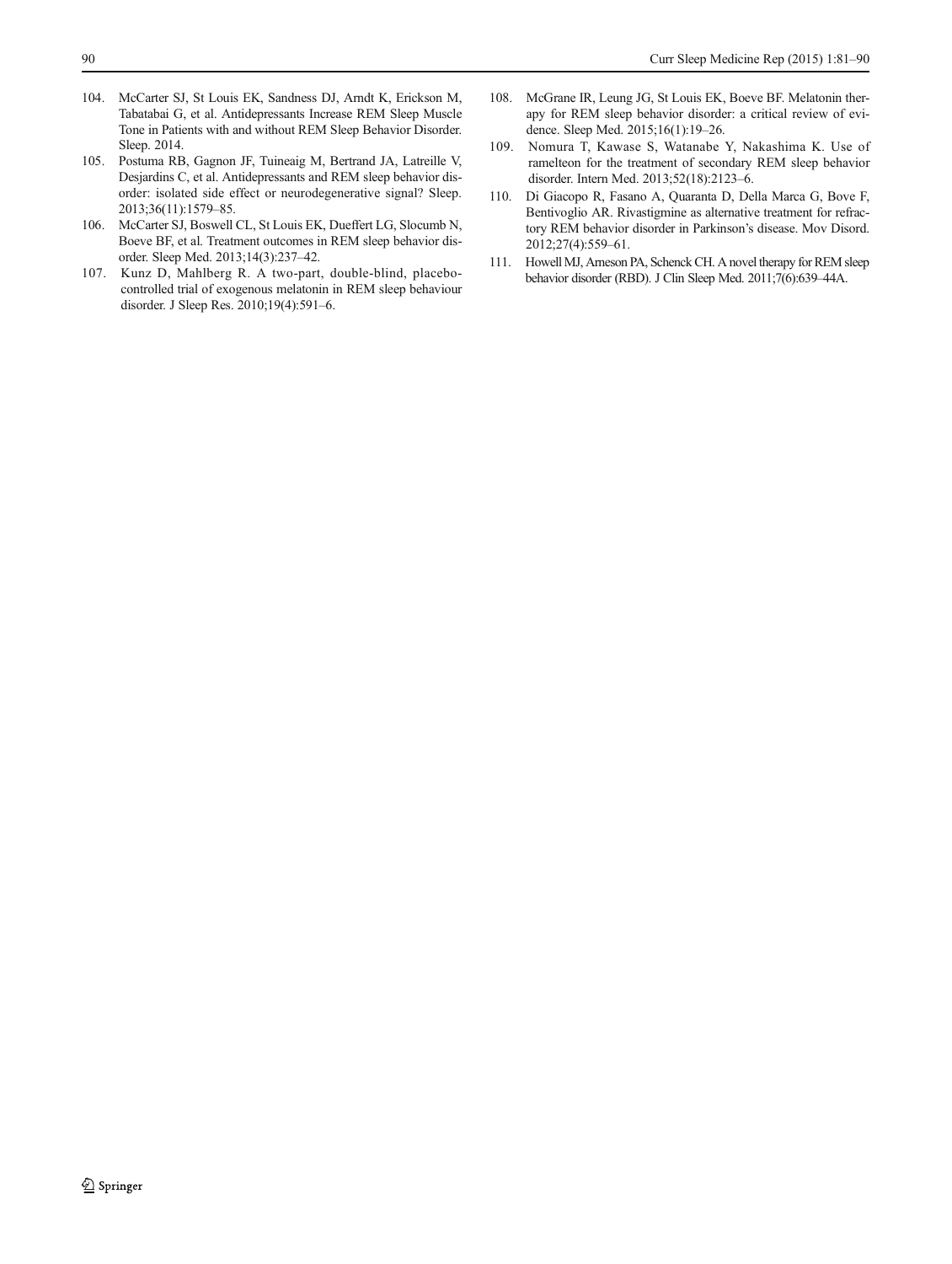104. McCarter SJ, St Louis EK, Sandness DJ, Arndt K, Erickson M, Tabatabai G, et al. Antidepressants Increase REM Sleep Muscle Tone in Patients with and without REM Sleep Behavior Disorder. Sleep. 2014.
105. Postuma RB, Gagnon JF, Tuineaig M, Bertrand JA, Latreille V, Desjardins C, et al. Antidepressants and REM sleep behavior disorder: isolated side effect or neurodegenerative signal? Sleep. 2013;36(11):1579–85.
106. McCarter SJ, Boswell CL, St Louis EK, Dueffert LG, Slocumb N, Boeve BF, et al. Treatment outcomes in REM sleep behavior disorder. Sleep Med. 2013;14(3):237–42.
107. Kunz D, Mahlberg R. A two-part, double-blind, placebo-controlled trial of exogenous melatonin in REM sleep behaviour disorder. J Sleep Res. 2010;19(4):591–6.
108. McGrane IR, Leung JG, St Louis EK, Boeve BF. Melatonin therapy for REM sleep behavior disorder: a critical review of evidence. Sleep Med. 2015;16(1):19–26.
109. Nomura T, Kawase S, Watanabe Y, Nakashima K. Use of ramelteon for the treatment of secondary REM sleep behavior disorder. Intern Med. 2013;52(18):2123–6.
110. Di Giacopo R, Fasano A, Quaranta D, Della Marca G, Bove F, Bentivoglio AR. Rivastigmine as alternative treatment for refractory REM behavior disorder in Parkinson's disease. Mov Disord. 2012;27(4):559–61.
111. Howell MJ, Arneson PA, Schenck CH. A novel therapy for REM sleep behavior disorder (RBD). J Clin Sleep Med. 2011;7(6):639–44A.